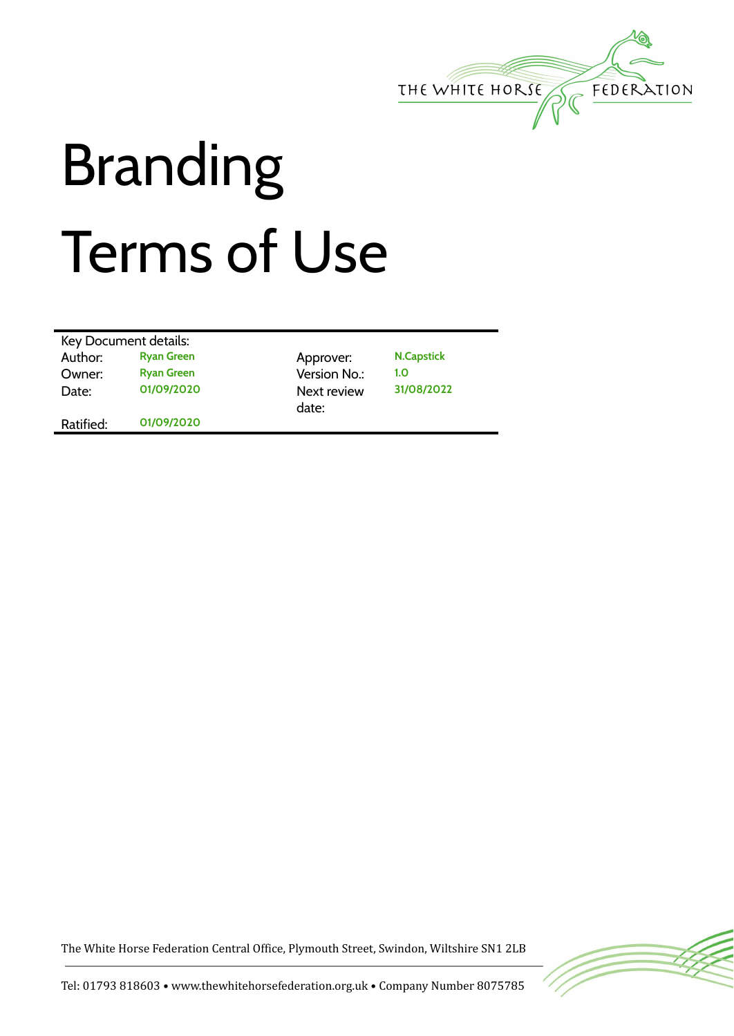# Branding Terms of Use

| | | | |
|---|---|---|---|
| Key Document details: | | | |
| Author: | **Ryan Green** | Approver: | **N.Capstick** |
| Owner: | **Ryan Green** | Version No.: | **1.0** |
| Date: | **01/09/2020** | Next review date: | **31/08/2022** |
| Ratified: | **01/09/2020** | | |

The White Horse Federation Central Office, Plymouth Street, Swindon, Wiltshire SN1 2LB

Tel: 01793 818603 • www.thewhitehorsefederation.org.uk • Company Number 8075785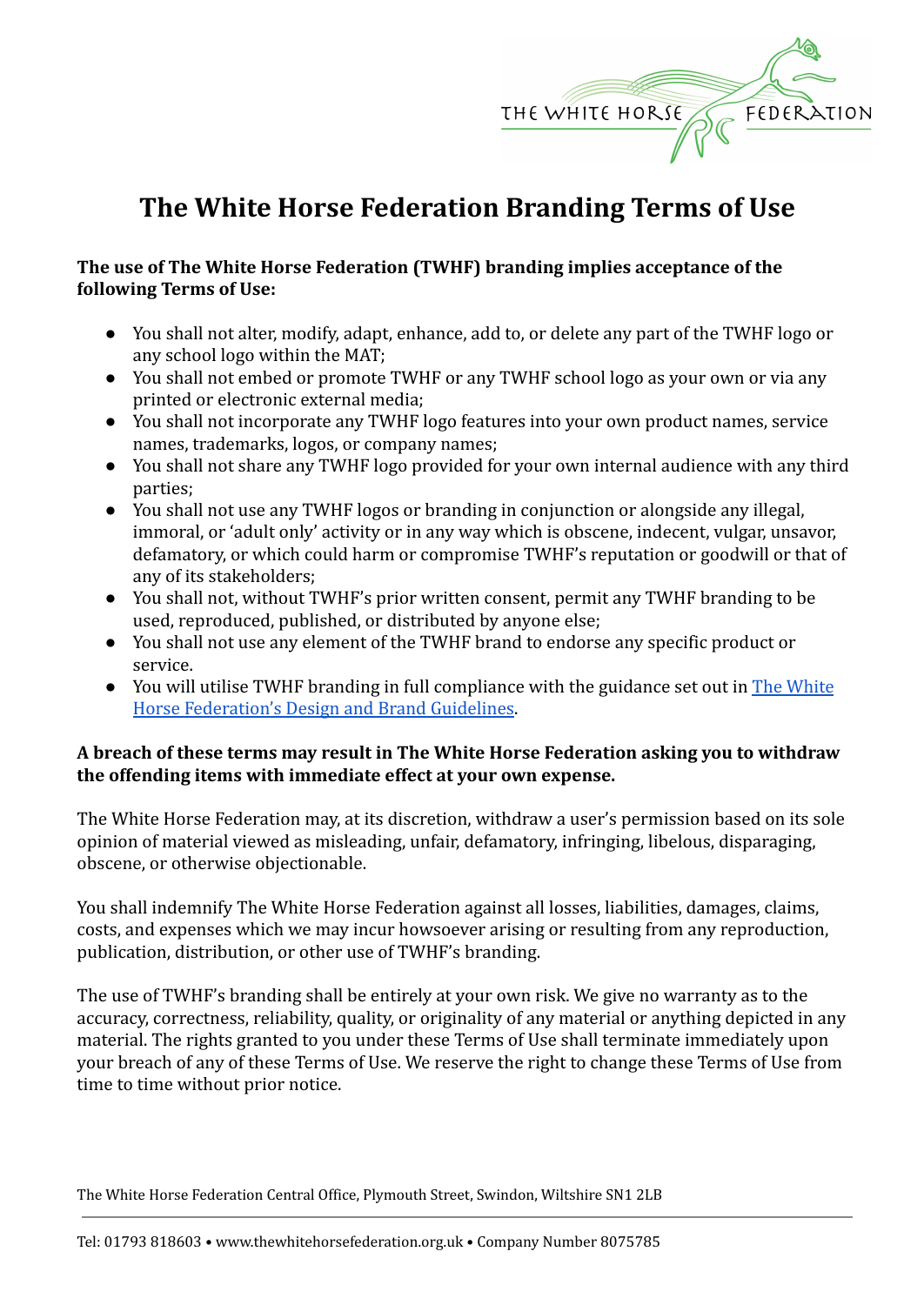# The White Horse Federation Branding Terms of Use

**The use of The White Horse Federation (TWHF) branding implies acceptance of the following Terms of Use:**

- You shall not alter, modify, adapt, enhance, add to, or delete any part of the TWHF logo or any school logo within the MAT;
- You shall not embed or promote TWHF or any TWHF school logo as your own or via any printed or electronic external media;
- You shall not incorporate any TWHF logo features into your own product names, service names, trademarks, logos, or company names;
- You shall not share any TWHF logo provided for your own internal audience with any third parties;
- You shall not use any TWHF logos or branding in conjunction or alongside any illegal, immoral, or 'adult only' activity or in any way which is obscene, indecent, vulgar, unsavor, defamatory, or which could harm or compromise TWHF's reputation or goodwill or that of any of its stakeholders;
- You shall not, without TWHF's prior written consent, permit any TWHF branding to be used, reproduced, published, or distributed by anyone else;
- You shall not use any element of the TWHF brand to endorse any specific product or service.
- You will utilise TWHF branding in full compliance with the guidance set out in The White Horse Federation's Design and Brand Guidelines.

**A breach of these terms may result in The White Horse Federation asking you to withdraw the offending items with immediate effect at your own expense.**

The White Horse Federation may, at its discretion, withdraw a user's permission based on its sole opinion of material viewed as misleading, unfair, defamatory, infringing, libelous, disparaging, obscene, or otherwise objectionable.

You shall indemnify The White Horse Federation against all losses, liabilities, damages, claims, costs, and expenses which we may incur howsoever arising or resulting from any reproduction, publication, distribution, or other use of TWHF's branding.

The use of TWHF's branding shall be entirely at your own risk. We give no warranty as to the accuracy, correctness, reliability, quality, or originality of any material or anything depicted in any material. The rights granted to you under these Terms of Use shall terminate immediately upon your breach of any of these Terms of Use. We reserve the right to change these Terms of Use from time to time without prior notice.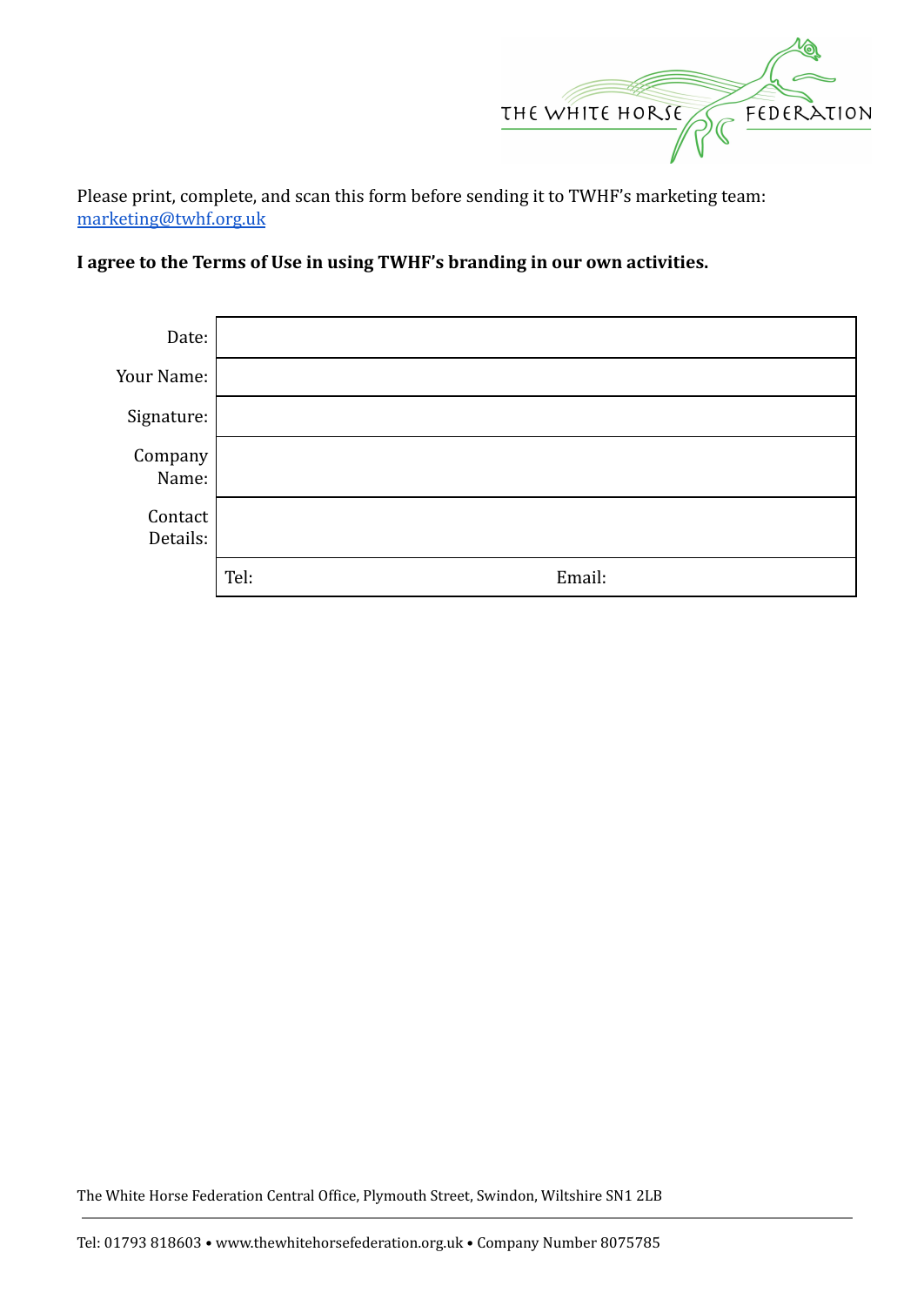Please print, complete, and scan this form before sending it to TWHF's marketing team: [marketing@twhf.org.uk](mailto:marketing@twhf.org.uk)

**I agree to the Terms of Use in using TWHF's branding in our own activities.**

| | | |
|---|---|---|
| Date: | | |
| Your Name: | | |
| Signature: | | |
| Company Name: | | |
| Contact Details: | | |
| | Tel: | Email: |

The White Horse Federation Central Office, Plymouth Street, Swindon, Wiltshire SN1 2LB

Tel: 01793 818603 • www.thewhitehorsefederation.org.uk • Company Number 8075785